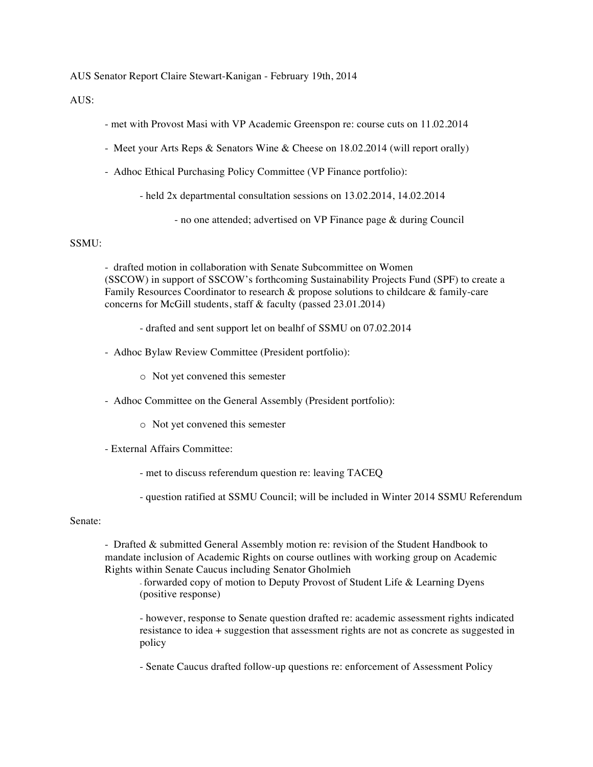AUS Senator Report Claire Stewart-Kanigan - February 19th, 2014

AUS:

- met with Provost Masi with VP Academic Greenspon re: course cuts on 11.02.2014
- Meet your Arts Reps & Senators Wine & Cheese on 18.02.2014 (will report orally)
- Adhoc Ethical Purchasing Policy Committee (VP Finance portfolio):
    - held 2x departmental consultation sessions on 13.02.2014, 14.02.2014
        - no one attended; advertised on VP Finance page & during Council

SSMU:

- drafted motion in collaboration with Senate Subcommittee on Women (SSCOW) in support of SSCOW's forthcoming Sustainability Projects Fund (SPF) to create a Family Resources Coordinator to research & propose solutions to childcare & family-care concerns for McGill students, staff & faculty (passed 23.01.2014)
    - drafted and sent support let on bealhf of SSMU on 07.02.2014
- Adhoc Bylaw Review Committee (President portfolio):
    - Not yet convened this semester
- Adhoc Committee on the General Assembly (President portfolio):
    - Not yet convened this semester
- External Affairs Committee:
    - met to discuss referendum question re: leaving TACEQ
    - question ratified at SSMU Council; will be included in Winter 2014 SSMU Referendum

Senate:

- Drafted & submitted General Assembly motion re: revision of the Student Handbook to mandate inclusion of Academic Rights on course outlines with working group on Academic Rights within Senate Caucus including Senator Gholmieh
    - forwarded copy of motion to Deputy Provost of Student Life & Learning Dyens (positive response)
    - however, response to Senate question drafted re: academic assessment rights indicated resistance to idea + suggestion that assessment rights are not as concrete as suggested in policy
    - Senate Caucus drafted follow-up questions re: enforcement of Assessment Policy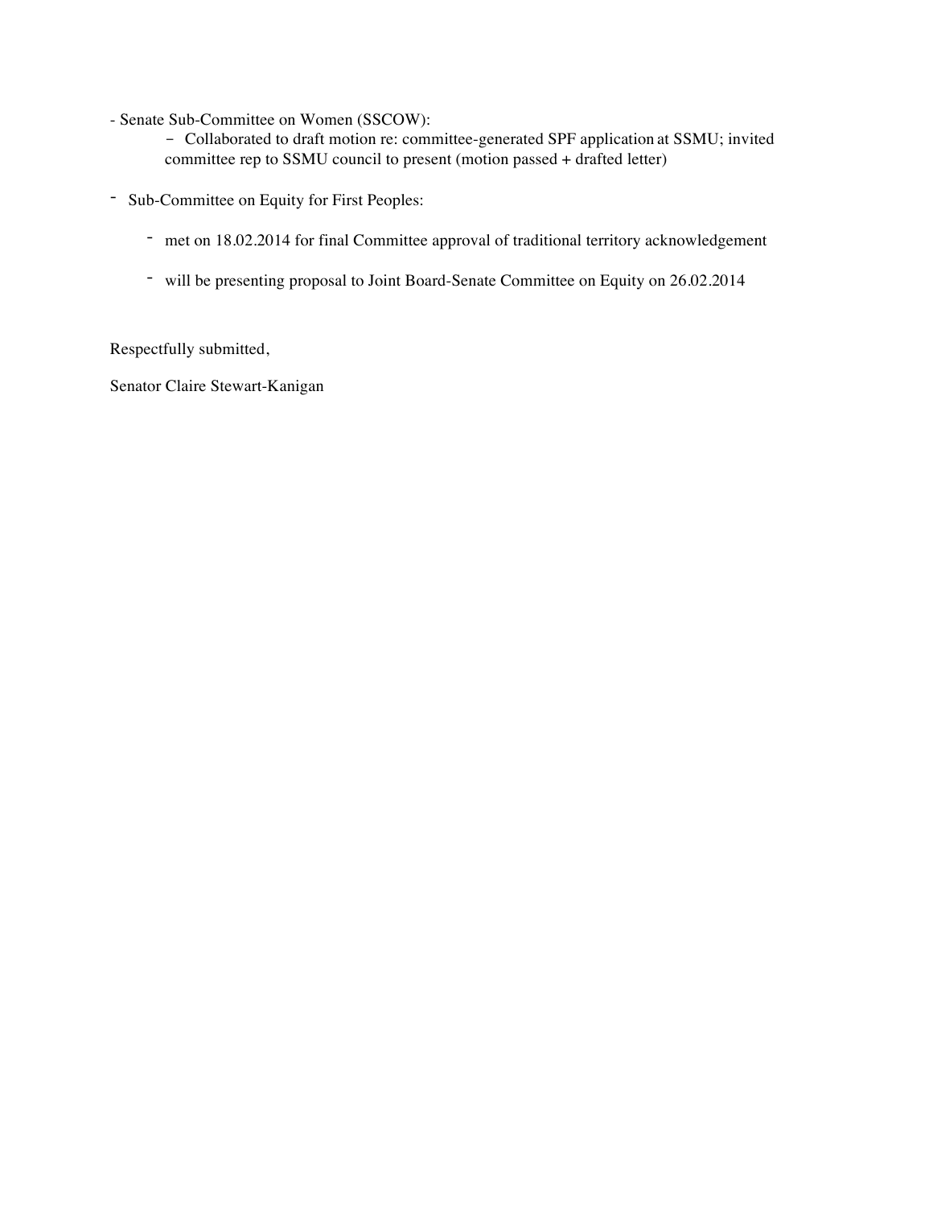- Senate Sub-Committee on Women (SSCOW):
  - Collaborated to draft motion re: committee-generated SPF application at SSMU; invited committee rep to SSMU council to present (motion passed + drafted letter)

- Sub-Committee on Equity for First Peoples:
  - met on 18.02.2014 for final Committee approval of traditional territory acknowledgement
  - will be presenting proposal to Joint Board-Senate Committee on Equity on 26.02.2014

Respectfully submitted,

Senator Claire Stewart-Kanigan